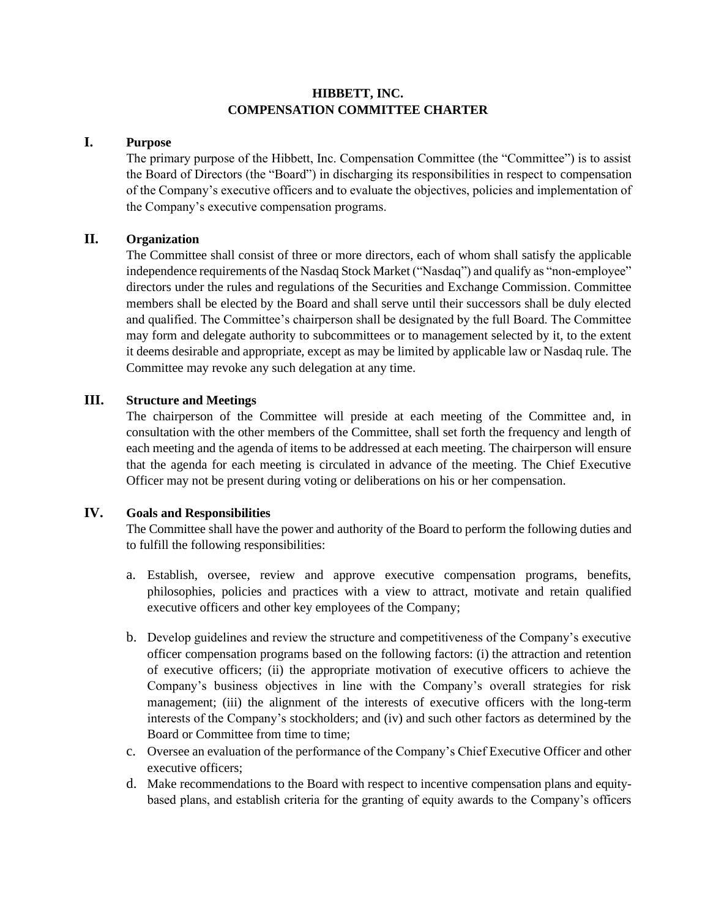# HIBBETT, INC.
# COMPENSATION COMMITTEE CHARTER

## I. Purpose

The primary purpose of the Hibbett, Inc. Compensation Committee (the "Committee") is to assist the Board of Directors (the "Board") in discharging its responsibilities in respect to compensation of the Company's executive officers and to evaluate the objectives, policies and implementation of the Company's executive compensation programs.

## II. Organization

The Committee shall consist of three or more directors, each of whom shall satisfy the applicable independence requirements of the Nasdaq Stock Market ("Nasdaq") and qualify as "non-employee" directors under the rules and regulations of the Securities and Exchange Commission. Committee members shall be elected by the Board and shall serve until their successors shall be duly elected and qualified. The Committee's chairperson shall be designated by the full Board. The Committee may form and delegate authority to subcommittees or to management selected by it, to the extent it deems desirable and appropriate, except as may be limited by applicable law or Nasdaq rule. The Committee may revoke any such delegation at any time.

## III. Structure and Meetings

The chairperson of the Committee will preside at each meeting of the Committee and, in consultation with the other members of the Committee, shall set forth the frequency and length of each meeting and the agenda of items to be addressed at each meeting. The chairperson will ensure that the agenda for each meeting is circulated in advance of the meeting. The Chief Executive Officer may not be present during voting or deliberations on his or her compensation.

## IV. Goals and Responsibilities

The Committee shall have the power and authority of the Board to perform the following duties and to fulfill the following responsibilities:

a. Establish, oversee, review and approve executive compensation programs, benefits, philosophies, policies and practices with a view to attract, motivate and retain qualified executive officers and other key employees of the Company;

b. Develop guidelines and review the structure and competitiveness of the Company's executive officer compensation programs based on the following factors: (i) the attraction and retention of executive officers; (ii) the appropriate motivation of executive officers to achieve the Company's business objectives in line with the Company's overall strategies for risk management; (iii) the alignment of the interests of executive officers with the long-term interests of the Company's stockholders; and (iv) and such other factors as determined by the Board or Committee from time to time;

c. Oversee an evaluation of the performance of the Company's Chief Executive Officer and other executive officers;

d. Make recommendations to the Board with respect to incentive compensation plans and equity-based plans, and establish criteria for the granting of equity awards to the Company's officers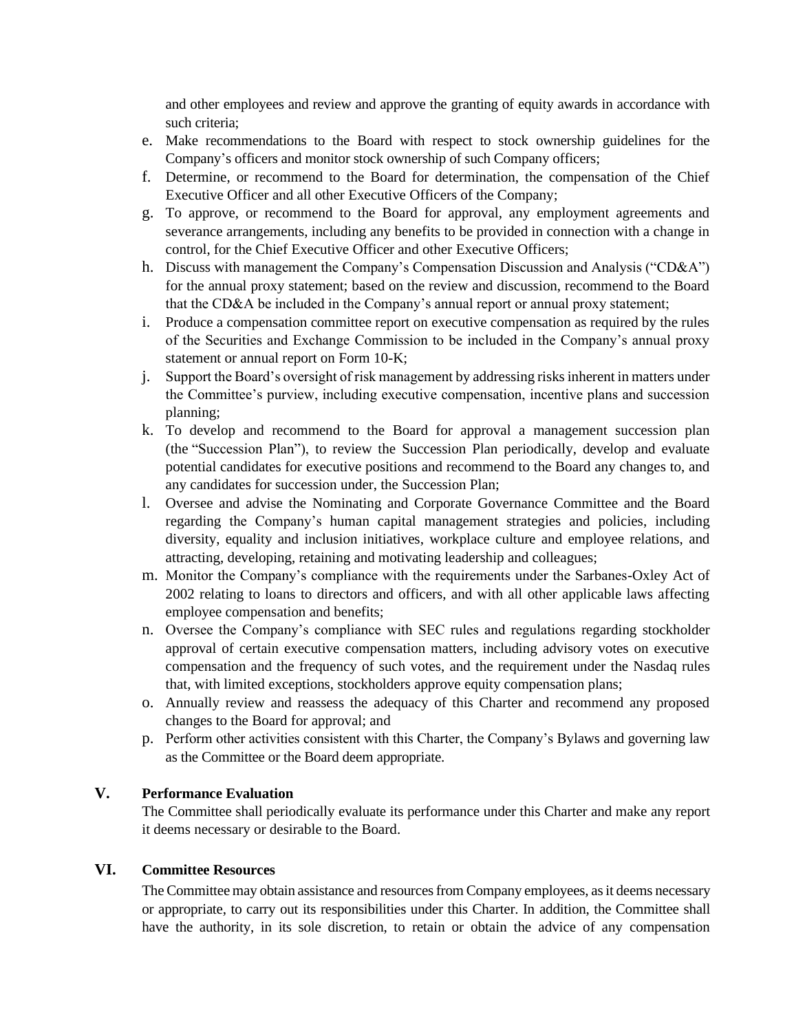and other employees and review and approve the granting of equity awards in accordance with such criteria;

e. Make recommendations to the Board with respect to stock ownership guidelines for the Company's officers and monitor stock ownership of such Company officers;

f. Determine, or recommend to the Board for determination, the compensation of the Chief Executive Officer and all other Executive Officers of the Company;

g. To approve, or recommend to the Board for approval, any employment agreements and severance arrangements, including any benefits to be provided in connection with a change in control, for the Chief Executive Officer and other Executive Officers;

h. Discuss with management the Company's Compensation Discussion and Analysis ("CD&A") for the annual proxy statement; based on the review and discussion, recommend to the Board that the CD&A be included in the Company's annual report or annual proxy statement;

i. Produce a compensation committee report on executive compensation as required by the rules of the Securities and Exchange Commission to be included in the Company's annual proxy statement or annual report on Form 10-K;

j. Support the Board's oversight of risk management by addressing risks inherent in matters under the Committee's purview, including executive compensation, incentive plans and succession planning;

k. To develop and recommend to the Board for approval a management succession plan (the "Succession Plan"), to review the Succession Plan periodically, develop and evaluate potential candidates for executive positions and recommend to the Board any changes to, and any candidates for succession under, the Succession Plan;

l. Oversee and advise the Nominating and Corporate Governance Committee and the Board regarding the Company's human capital management strategies and policies, including diversity, equality and inclusion initiatives, workplace culture and employee relations, and attracting, developing, retaining and motivating leadership and colleagues;

m. Monitor the Company's compliance with the requirements under the Sarbanes-Oxley Act of 2002 relating to loans to directors and officers, and with all other applicable laws affecting employee compensation and benefits;

n. Oversee the Company's compliance with SEC rules and regulations regarding stockholder approval of certain executive compensation matters, including advisory votes on executive compensation and the frequency of such votes, and the requirement under the Nasdaq rules that, with limited exceptions, stockholders approve equity compensation plans;

o. Annually review and reassess the adequacy of this Charter and recommend any proposed changes to the Board for approval; and

p. Perform other activities consistent with this Charter, the Company's Bylaws and governing law as the Committee or the Board deem appropriate.

## V. Performance Evaluation

The Committee shall periodically evaluate its performance under this Charter and make any report it deems necessary or desirable to the Board.

## VI. Committee Resources

The Committee may obtain assistance and resources from Company employees, as it deems necessary or appropriate, to carry out its responsibilities under this Charter. In addition, the Committee shall have the authority, in its sole discretion, to retain or obtain the advice of any compensation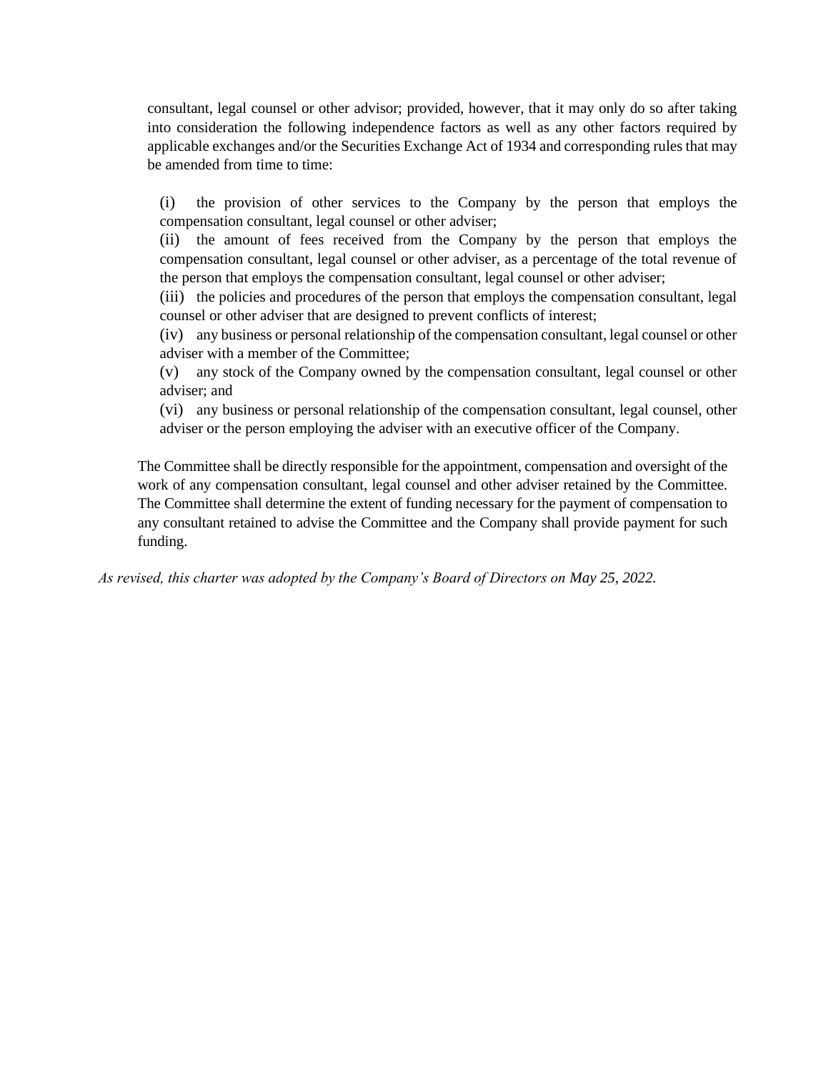consultant, legal counsel or other advisor; provided, however, that it may only do so after taking into consideration the following independence factors as well as any other factors required by applicable exchanges and/or the Securities Exchange Act of 1934 and corresponding rules that may be amended from time to time:

(i) the provision of other services to the Company by the person that employs the compensation consultant, legal counsel or other adviser;
(ii) the amount of fees received from the Company by the person that employs the compensation consultant, legal counsel or other adviser, as a percentage of the total revenue of the person that employs the compensation consultant, legal counsel or other adviser;
(iii) the policies and procedures of the person that employs the compensation consultant, legal counsel or other adviser that are designed to prevent conflicts of interest;
(iv) any business or personal relationship of the compensation consultant, legal counsel or other adviser with a member of the Committee;
(v) any stock of the Company owned by the compensation consultant, legal counsel or other adviser; and
(vi) any business or personal relationship of the compensation consultant, legal counsel, other adviser or the person employing the adviser with an executive officer of the Company.

The Committee shall be directly responsible for the appointment, compensation and oversight of the work of any compensation consultant, legal counsel and other adviser retained by the Committee. The Committee shall determine the extent of funding necessary for the payment of compensation to any consultant retained to advise the Committee and the Company shall provide payment for such funding.

*As revised, this charter was adopted by the Company's Board of Directors on May 25, 2022.*